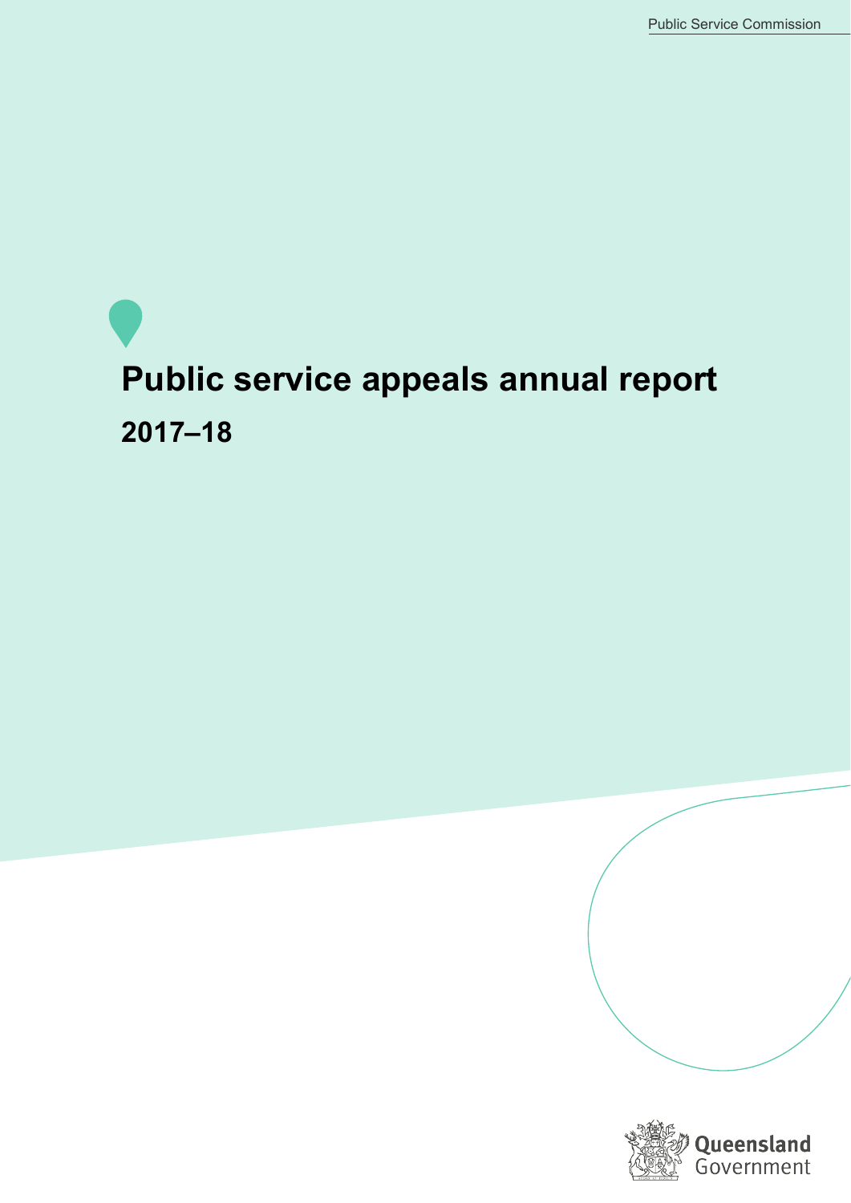Public Service Commission

# Public service appeals annual report

## 2017–18

Queensland Government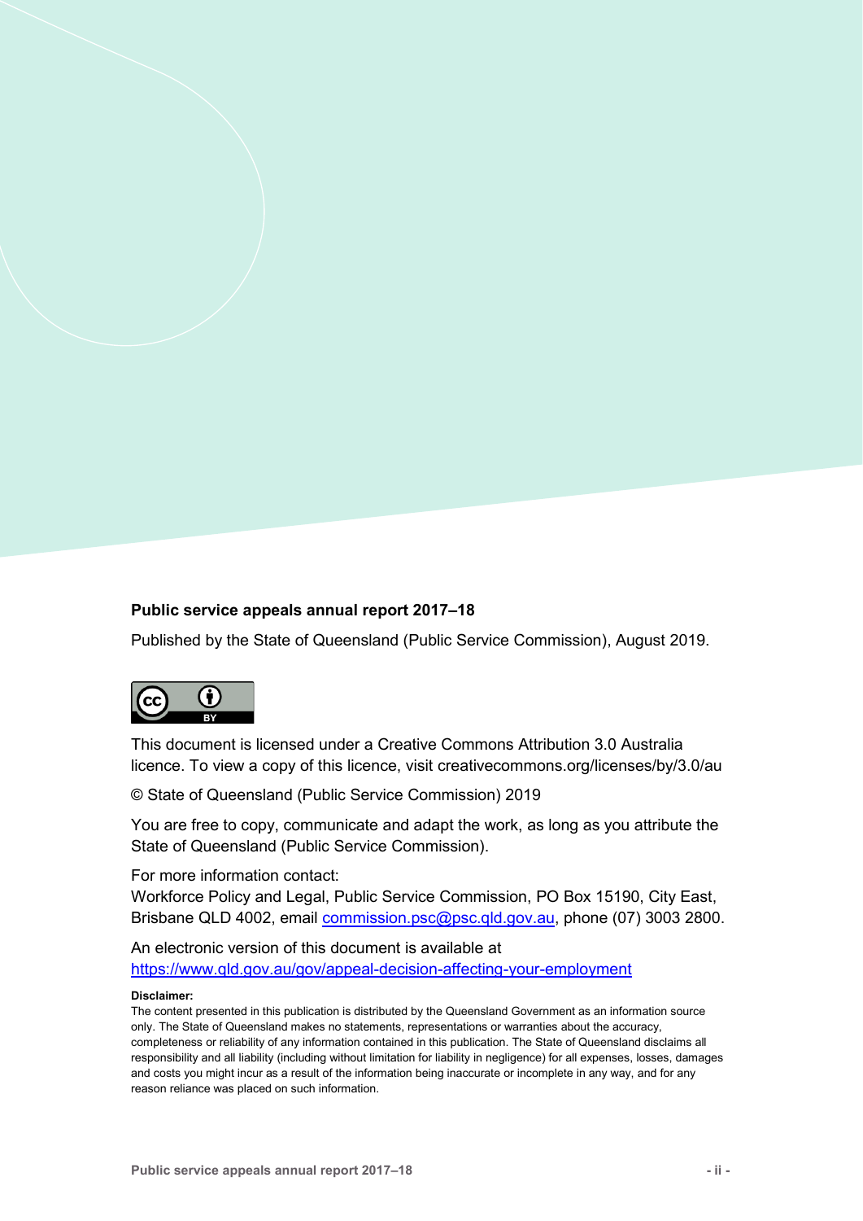**Public service appeals annual report 2017–18**

Published by the State of Queensland (Public Service Commission), August 2019.

This document is licensed under a Creative Commons Attribution 3.0 Australia licence. To view a copy of this licence, visit creativecommons.org/licenses/by/3.0/au

© State of Queensland (Public Service Commission) 2019

You are free to copy, communicate and adapt the work, as long as you attribute the State of Queensland (Public Service Commission).

For more information contact:
Workforce Policy and Legal, Public Service Commission, PO Box 15190, City East, Brisbane QLD 4002, email commission.psc@psc.qld.gov.au, phone (07) 3003 2800.

An electronic version of this document is available at https://www.qld.gov.au/gov/appeal-decision-affecting-your-employment

**Disclaimer:**
The content presented in this publication is distributed by the Queensland Government as an information source only. The State of Queensland makes no statements, representations or warranties about the accuracy, completeness or reliability of any information contained in this publication. The State of Queensland disclaims all responsibility and all liability (including without limitation for liability in negligence) for all expenses, losses, damages and costs you might incur as a result of the information being inaccurate or incomplete in any way, and for any reason reliance was placed on such information.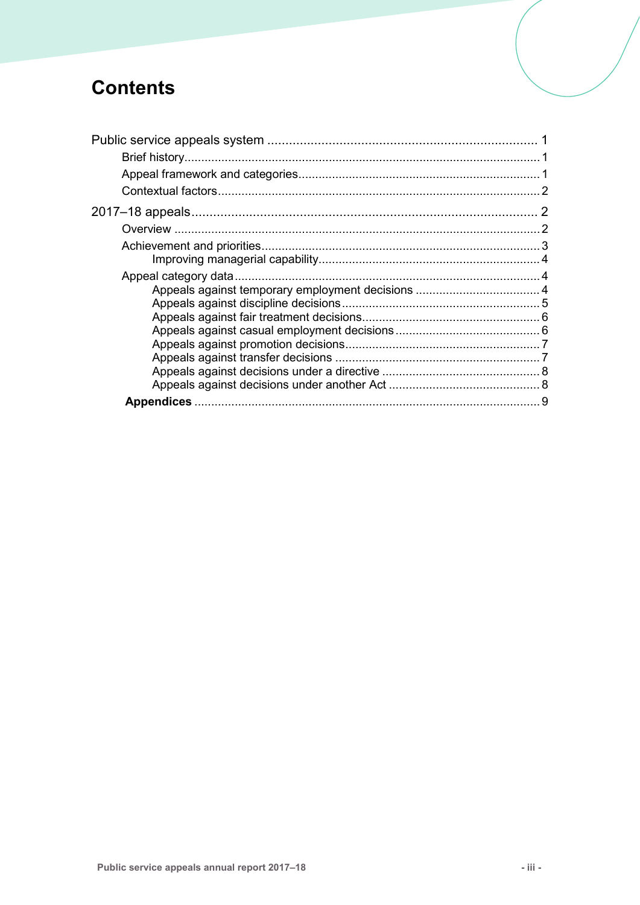# Contents

- Public service appeals system ... 1
  - Brief history ... 1
  - Appeal framework and categories ... 1
  - Contextual factors ... 2
- 2017–18 appeals ... 2
  - Overview ... 2
  - Achievement and priorities ... 3
    - Improving managerial capability ... 4
  - Appeal category data ... 4
    - Appeals against temporary employment decisions ... 4
    - Appeals against discipline decisions ... 5
    - Appeals against fair treatment decisions ... 6
    - Appeals against casual employment decisions ... 6
    - Appeals against promotion decisions ... 7
    - Appeals against transfer decisions ... 7
    - Appeals against decisions under a directive ... 8
    - Appeals against decisions under another Act ... 8
  - **Appendices** ... 9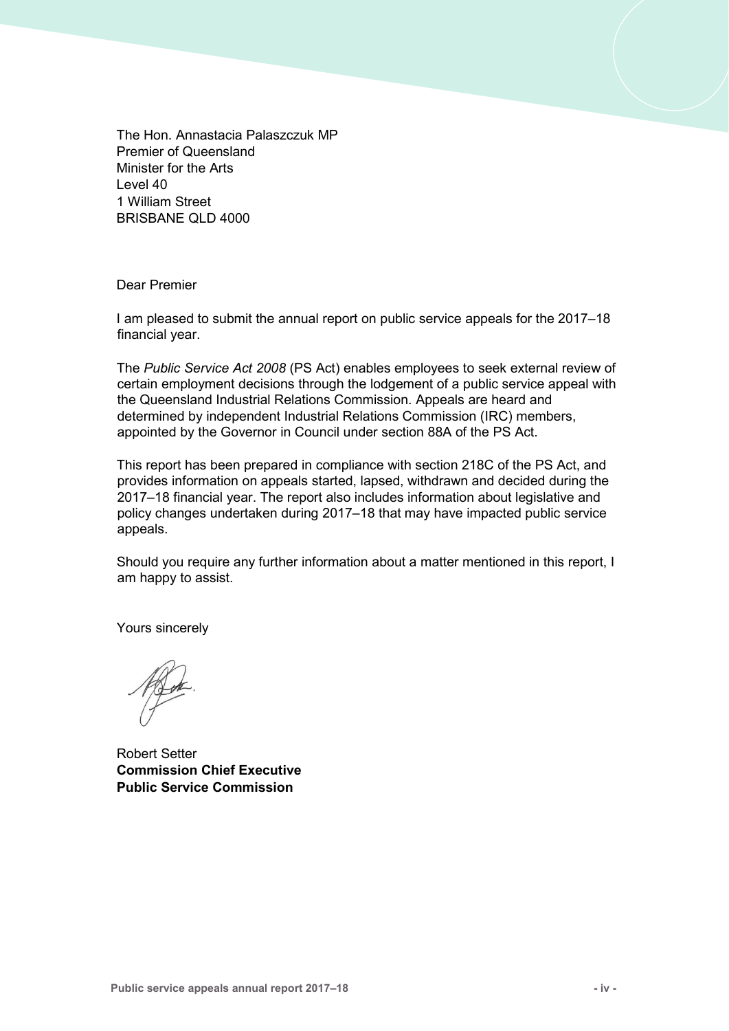The Hon. Annastacia Palaszczuk MP
Premier of Queensland
Minister for the Arts
Level 40
1 William Street
BRISBANE QLD 4000

Dear Premier

I am pleased to submit the annual report on public service appeals for the 2017–18 financial year.

The *Public Service Act 2008* (PS Act) enables employees to seek external review of certain employment decisions through the lodgement of a public service appeal with the Queensland Industrial Relations Commission. Appeals are heard and determined by independent Industrial Relations Commission (IRC) members, appointed by the Governor in Council under section 88A of the PS Act.

This report has been prepared in compliance with section 218C of the PS Act, and provides information on appeals started, lapsed, withdrawn and decided during the 2017–18 financial year. The report also includes information about legislative and policy changes undertaken during 2017–18 that may have impacted public service appeals.

Should you require any further information about a matter mentioned in this report, I am happy to assist.

Yours sincerely

Robert Setter
**Commission Chief Executive**
**Public Service Commission**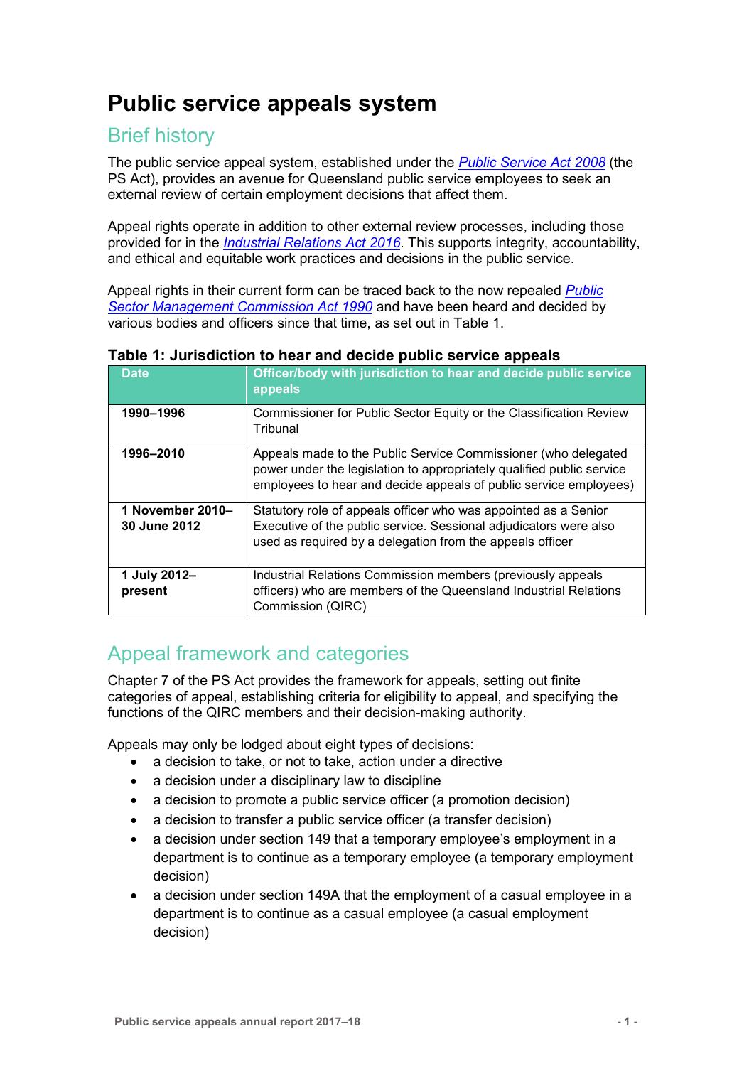# Public service appeals system

## Brief history

The public service appeal system, established under the *Public Service Act 2008* (the PS Act), provides an avenue for Queensland public service employees to seek an external review of certain employment decisions that affect them.

Appeal rights operate in addition to other external review processes, including those provided for in the *Industrial Relations Act 2016*. This supports integrity, accountability, and ethical and equitable work practices and decisions in the public service.

Appeal rights in their current form can be traced back to the now repealed *Public Sector Management Commission Act 1990* and have been heard and decided by various bodies and officers since that time, as set out in Table 1.

**Table 1: Jurisdiction to hear and decide public service appeals**

| Date | Officer/body with jurisdiction to hear and decide public service appeals |
|---|---|
| **1990–1996** | Commissioner for Public Sector Equity or the Classification Review Tribunal |
| **1996–2010** | Appeals made to the Public Service Commissioner (who delegated power under the legislation to appropriately qualified public service employees to hear and decide appeals of public service employees) |
| **1 November 2010–30 June 2012** | Statutory role of appeals officer who was appointed as a Senior Executive of the public service. Sessional adjudicators were also used as required by a delegation from the appeals officer |
| **1 July 2012–present** | Industrial Relations Commission members (previously appeals officers) who are members of the Queensland Industrial Relations Commission (QIRC) |

## Appeal framework and categories

Chapter 7 of the PS Act provides the framework for appeals, setting out finite categories of appeal, establishing criteria for eligibility to appeal, and specifying the functions of the QIRC members and their decision-making authority.

Appeals may only be lodged about eight types of decisions:

- a decision to take, or not to take, action under a directive
- a decision under a disciplinary law to discipline
- a decision to promote a public service officer (a promotion decision)
- a decision to transfer a public service officer (a transfer decision)
- a decision under section 149 that a temporary employee's employment in a department is to continue as a temporary employee (a temporary employment decision)
- a decision under section 149A that the employment of a casual employee in a department is to continue as a casual employee (a casual employment decision)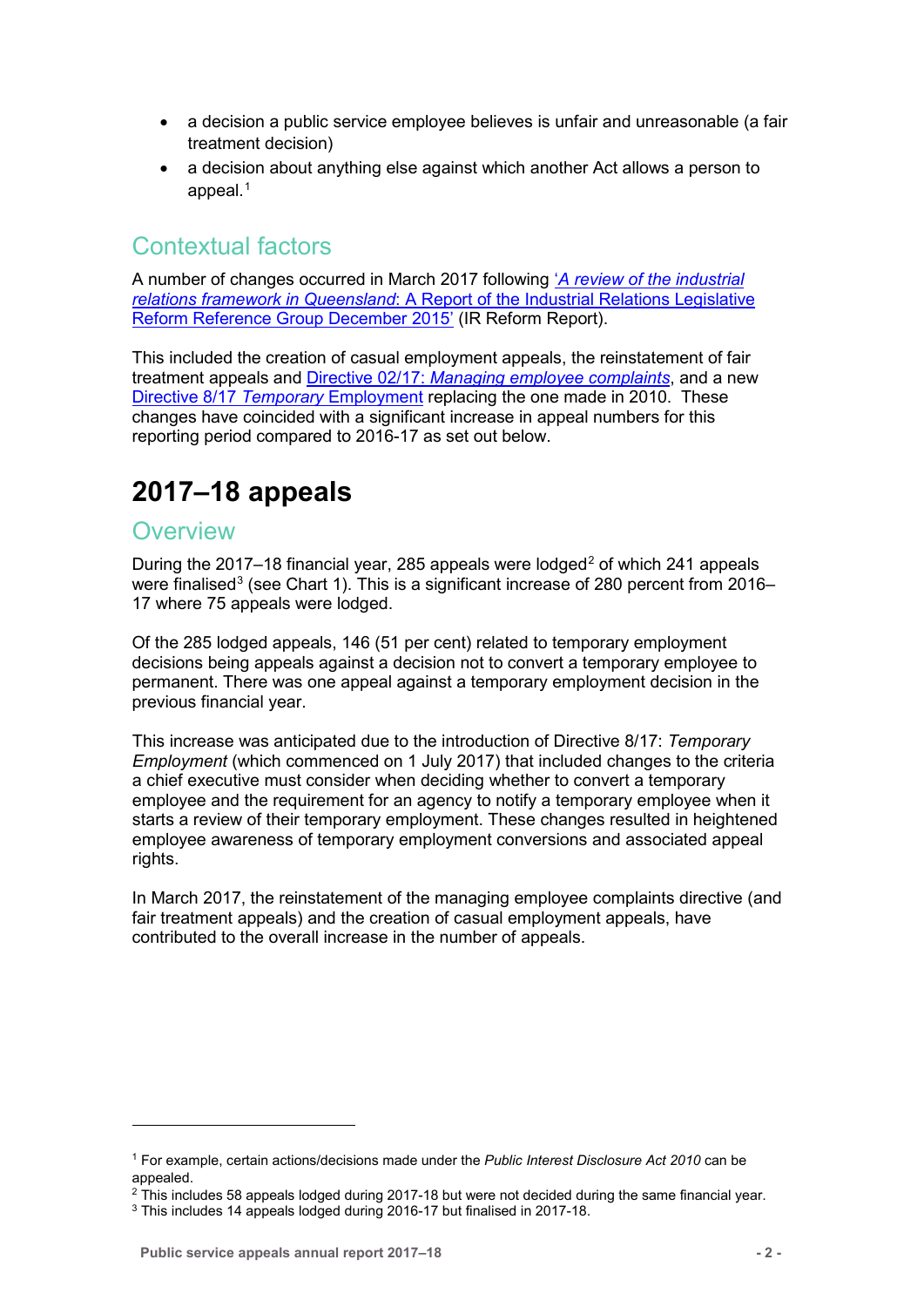- a decision a public service employee believes is unfair and unreasonable (a fair treatment decision)
- a decision about anything else against which another Act allows a person to appeal.[1]

## Contextual factors

A number of changes occurred in March 2017 following '*A review of the industrial relations framework in Queensland*: A Report of the Industrial Relations Legislative Reform Reference Group December 2015' (IR Reform Report).

This included the creation of casual employment appeals, the reinstatement of fair treatment appeals and Directive 02/17: *Managing employee complaints*, and a new Directive 8/17 *Temporary* Employment replacing the one made in 2010. These changes have coincided with a significant increase in appeal numbers for this reporting period compared to 2016-17 as set out below.

# 2017–18 appeals

## Overview

During the 2017–18 financial year, 285 appeals were lodged[2] of which 241 appeals were finalised[3] (see Chart 1). This is a significant increase of 280 percent from 2016–17 where 75 appeals were lodged.

Of the 285 lodged appeals, 146 (51 per cent) related to temporary employment decisions being appeals against a decision not to convert a temporary employee to permanent. There was one appeal against a temporary employment decision in the previous financial year.

This increase was anticipated due to the introduction of Directive 8/17: *Temporary Employment* (which commenced on 1 July 2017) that included changes to the criteria a chief executive must consider when deciding whether to convert a temporary employee and the requirement for an agency to notify a temporary employee when it starts a review of their temporary employment. These changes resulted in heightened employee awareness of temporary employment conversions and associated appeal rights.

In March 2017, the reinstatement of the managing employee complaints directive (and fair treatment appeals) and the creation of casual employment appeals, have contributed to the overall increase in the number of appeals.

---

[1] For example, certain actions/decisions made under the *Public Interest Disclosure Act 2010* can be appealed.

[2] This includes 58 appeals lodged during 2017-18 but were not decided during the same financial year.

[3] This includes 14 appeals lodged during 2016-17 but finalised in 2017-18.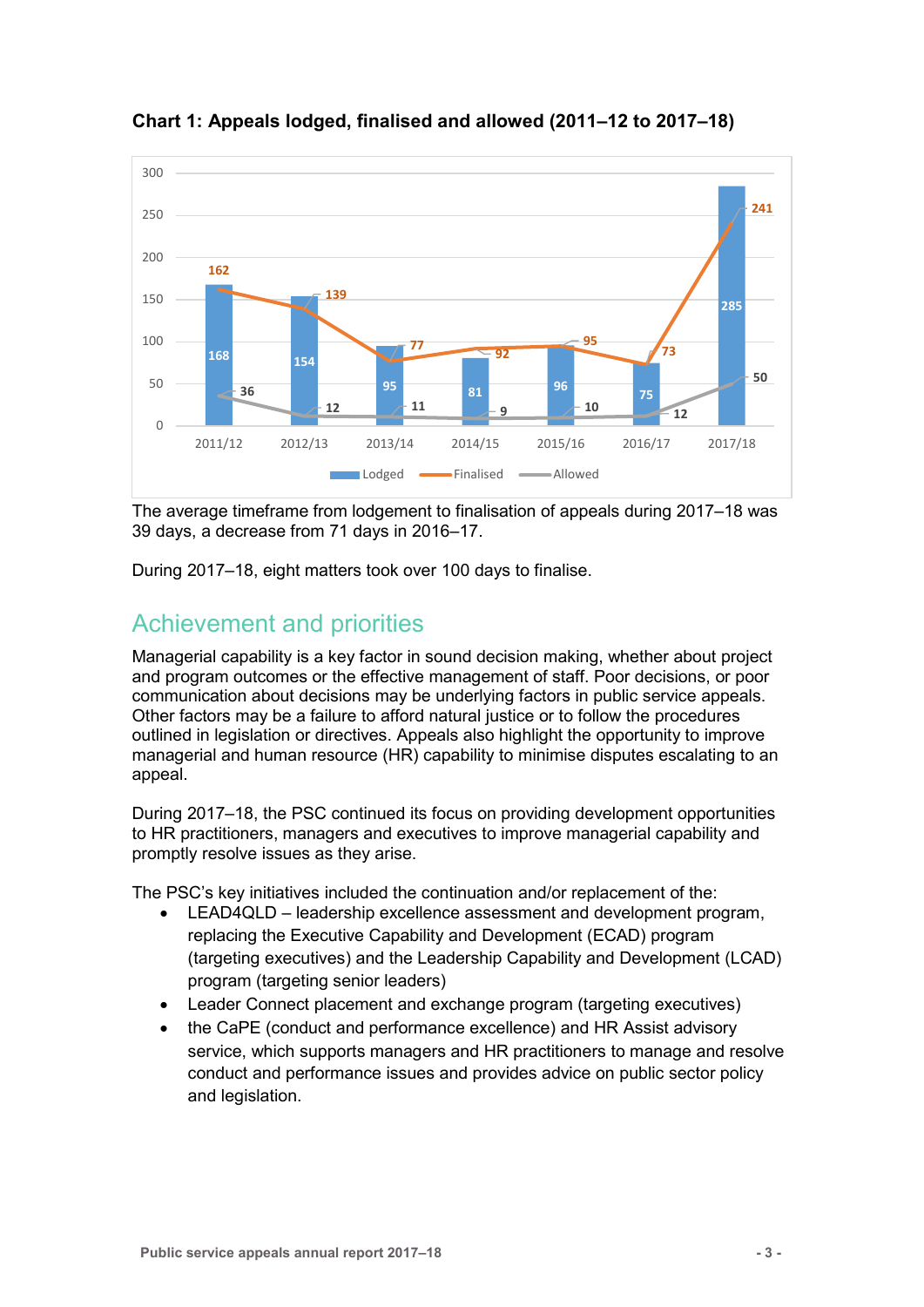**Chart 1: Appeals lodged, finalised and allowed (2011–12 to 2017–18)**

| Year | Lodged | Finalised | Allowed |
|---|---|---|---|
| 2011/12 | 168 | 162 | 36 |
| 2012/13 | 154 | 139 | 12 |
| 2013/14 | 95 | 77 | 11 |
| 2014/15 | 81 | 92 | 9 |
| 2015/16 | 96 | 95 | 10 |
| 2016/17 | 75 | 73 | 12 |
| 2017/18 | 285 | 241 | 50 |

The average timeframe from lodgement to finalisation of appeals during 2017–18 was 39 days, a decrease from 71 days in 2016–17.

During 2017–18, eight matters took over 100 days to finalise.

## Achievement and priorities

Managerial capability is a key factor in sound decision making, whether about project and program outcomes or the effective management of staff. Poor decisions, or poor communication about decisions may be underlying factors in public service appeals. Other factors may be a failure to afford natural justice or to follow the procedures outlined in legislation or directives. Appeals also highlight the opportunity to improve managerial and human resource (HR) capability to minimise disputes escalating to an appeal.

During 2017–18, the PSC continued its focus on providing development opportunities to HR practitioners, managers and executives to improve managerial capability and promptly resolve issues as they arise.

The PSC's key initiatives included the continuation and/or replacement of the:

- LEAD4QLD – leadership excellence assessment and development program, replacing the Executive Capability and Development (ECAD) program (targeting executives) and the Leadership Capability and Development (LCAD) program (targeting senior leaders)
- Leader Connect placement and exchange program (targeting executives)
- the CaPE (conduct and performance excellence) and HR Assist advisory service, which supports managers and HR practitioners to manage and resolve conduct and performance issues and provides advice on public sector policy and legislation.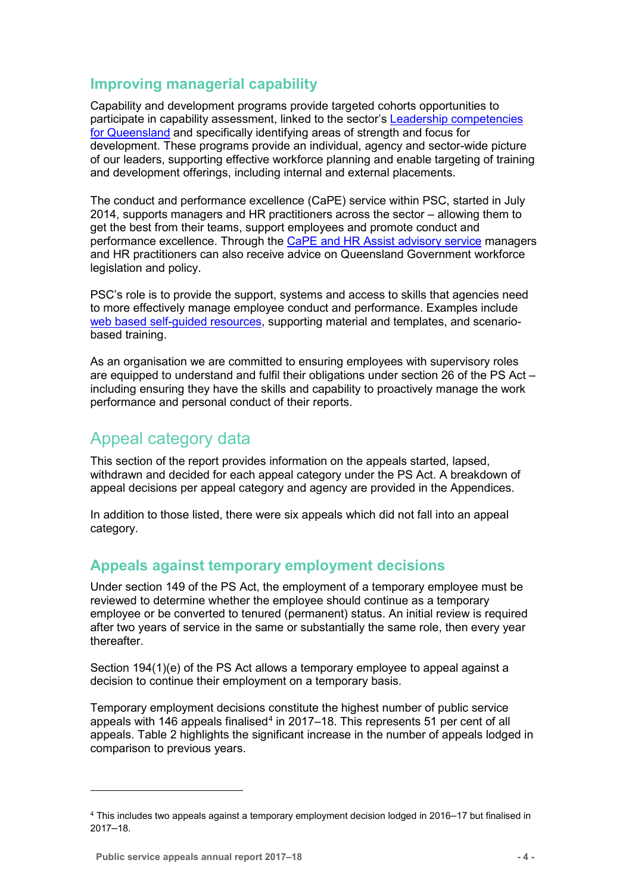## Improving managerial capability

Capability and development programs provide targeted cohorts opportunities to participate in capability assessment, linked to the sector's Leadership competencies for Queensland and specifically identifying areas of strength and focus for development. These programs provide an individual, agency and sector-wide picture of our leaders, supporting effective workforce planning and enable targeting of training and development offerings, including internal and external placements.

The conduct and performance excellence (CaPE) service within PSC, started in July 2014, supports managers and HR practitioners across the sector – allowing them to get the best from their teams, support employees and promote conduct and performance excellence. Through the CaPE and HR Assist advisory service managers and HR practitioners can also receive advice on Queensland Government workforce legislation and policy.

PSC's role is to provide the support, systems and access to skills that agencies need to more effectively manage employee conduct and performance. Examples include web based self-guided resources, supporting material and templates, and scenario-based training.

As an organisation we are committed to ensuring employees with supervisory roles are equipped to understand and fulfil their obligations under section 26 of the PS Act – including ensuring they have the skills and capability to proactively manage the work performance and personal conduct of their reports.

# Appeal category data

This section of the report provides information on the appeals started, lapsed, withdrawn and decided for each appeal category under the PS Act. A breakdown of appeal decisions per appeal category and agency are provided in the Appendices.

In addition to those listed, there were six appeals which did not fall into an appeal category.

## Appeals against temporary employment decisions

Under section 149 of the PS Act, the employment of a temporary employee must be reviewed to determine whether the employee should continue as a temporary employee or be converted to tenured (permanent) status. An initial review is required after two years of service in the same or substantially the same role, then every year thereafter.

Section 194(1)(e) of the PS Act allows a temporary employee to appeal against a decision to continue their employment on a temporary basis.

Temporary employment decisions constitute the highest number of public service appeals with 146 appeals finalised[4] in 2017–18. This represents 51 per cent of all appeals. Table 2 highlights the significant increase in the number of appeals lodged in comparison to previous years.

---

[4] This includes two appeals against a temporary employment decision lodged in 2016–17 but finalised in 2017–18.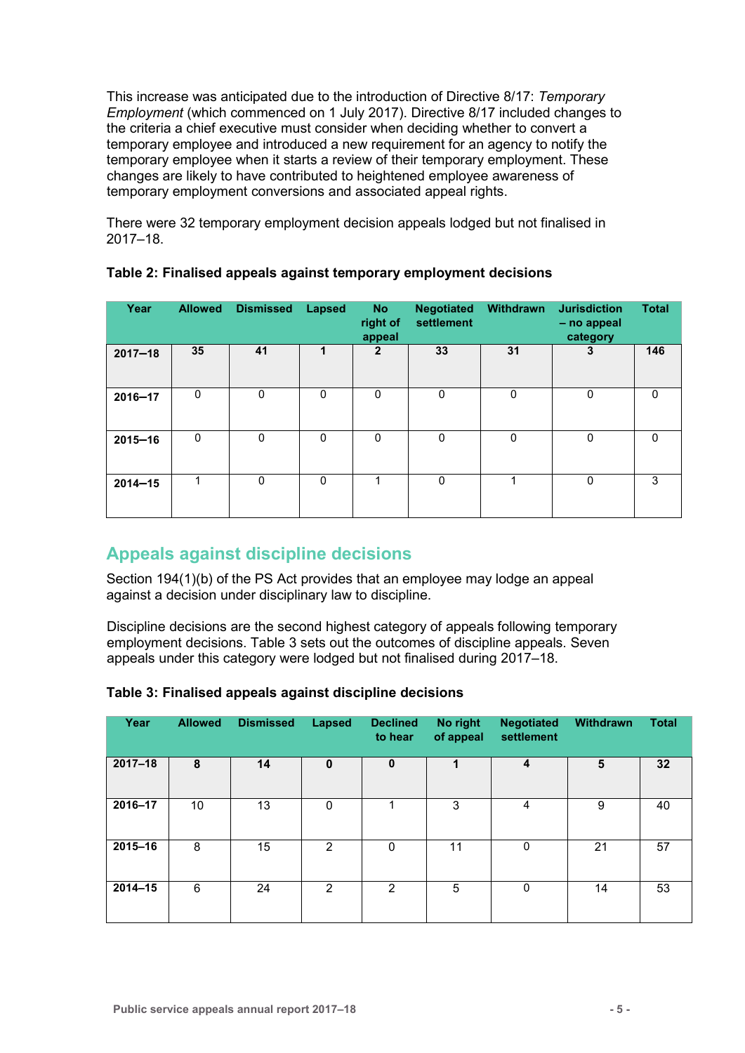This increase was anticipated due to the introduction of Directive 8/17: *Temporary Employment* (which commenced on 1 July 2017). Directive 8/17 included changes to the criteria a chief executive must consider when deciding whether to convert a temporary employee and introduced a new requirement for an agency to notify the temporary employee when it starts a review of their temporary employment. These changes are likely to have contributed to heightened employee awareness of temporary employment conversions and associated appeal rights.

There were 32 temporary employment decision appeals lodged but not finalised in 2017–18.

**Table 2: Finalised appeals against temporary employment decisions**

| Year | Allowed | Dismissed | Lapsed | No right of appeal | Negotiated settlement | Withdrawn | Jurisdiction – no appeal category | Total |
|---|---|---|---|---|---|---|---|---|
| **2017–18** | **35** | **41** | **1** | **2** | **33** | **31** | **3** | **146** |
| **2016–17** | 0 | 0 | 0 | 0 | 0 | 0 | 0 | 0 |
| **2015–16** | 0 | 0 | 0 | 0 | 0 | 0 | 0 | 0 |
| **2014–15** | 1 | 0 | 0 | 1 | 0 | 1 | 0 | 3 |

## Appeals against discipline decisions

Section 194(1)(b) of the PS Act provides that an employee may lodge an appeal against a decision under disciplinary law to discipline.

Discipline decisions are the second highest category of appeals following temporary employment decisions. Table 3 sets out the outcomes of discipline appeals. Seven appeals under this category were lodged but not finalised during 2017–18.

**Table 3: Finalised appeals against discipline decisions**

| Year | Allowed | Dismissed | Lapsed | Declined to hear | No right of appeal | Negotiated settlement | Withdrawn | Total |
|---|---|---|---|---|---|---|---|---|
| **2017–18** | **8** | **14** | **0** | **0** | **1** | **4** | **5** | **32** |
| **2016–17** | 10 | 13 | 0 | 1 | 3 | 4 | 9 | 40 |
| **2015–16** | 8 | 15 | 2 | 0 | 11 | 0 | 21 | 57 |
| **2014–15** | 6 | 24 | 2 | 2 | 5 | 0 | 14 | 53 |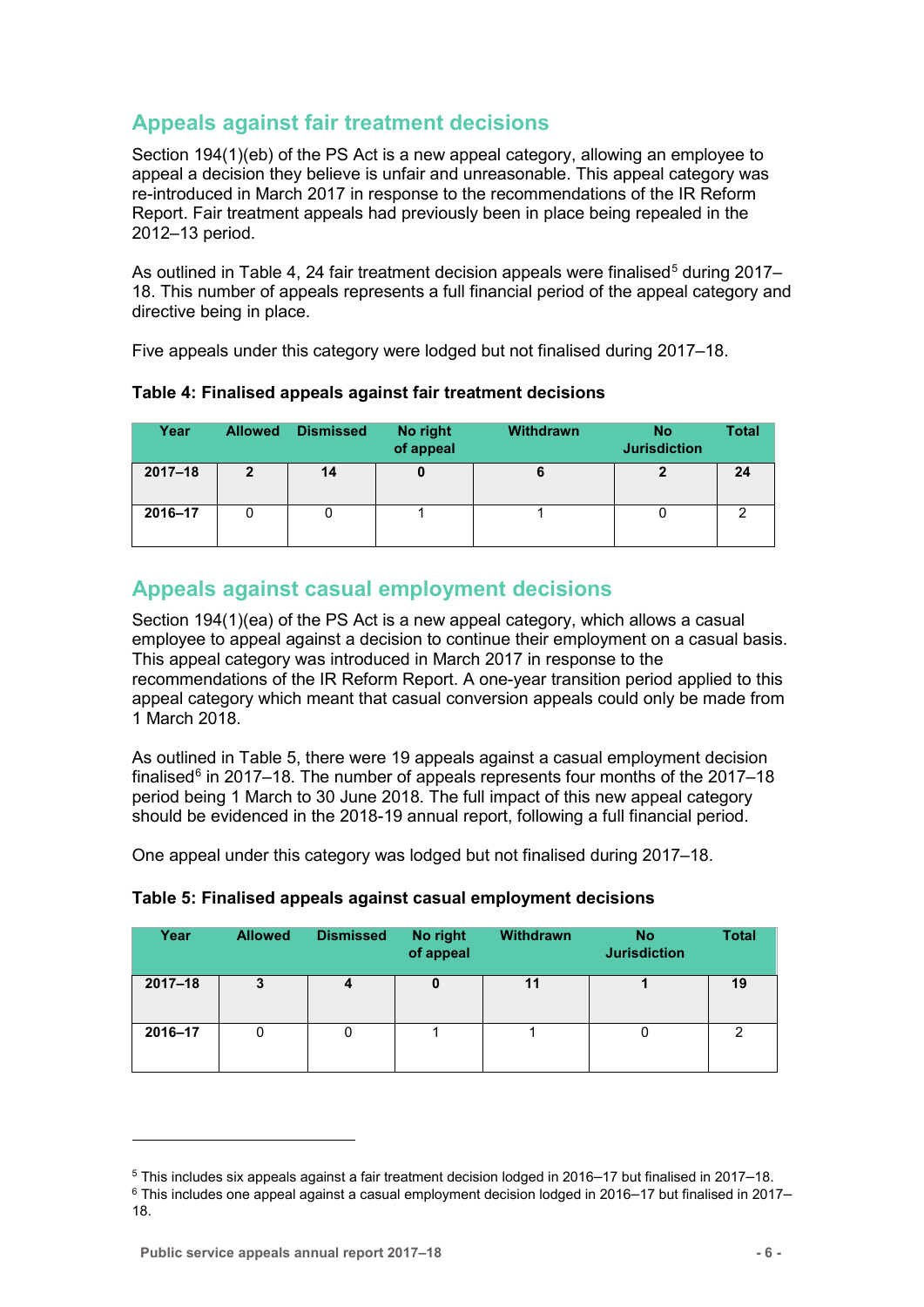## Appeals against fair treatment decisions

Section 194(1)(eb) of the PS Act is a new appeal category, allowing an employee to appeal a decision they believe is unfair and unreasonable. This appeal category was re-introduced in March 2017 in response to the recommendations of the IR Reform Report. Fair treatment appeals had previously been in place being repealed in the 2012–13 period.

As outlined in Table 4, 24 fair treatment decision appeals were finalised[5] during 2017–18. This number of appeals represents a full financial period of the appeal category and directive being in place.

Five appeals under this category were lodged but not finalised during 2017–18.

**Table 4: Finalised appeals against fair treatment decisions**

| Year | Allowed | Dismissed | No right of appeal | Withdrawn | No Jurisdiction | Total |
|---|---|---|---|---|---|---|
| **2017–18** | **2** | **14** | **0** | **6** | **2** | **24** |
| **2016–17** | 0 | 0 | 1 | 1 | 0 | 2 |

## Appeals against casual employment decisions

Section 194(1)(ea) of the PS Act is a new appeal category, which allows a casual employee to appeal against a decision to continue their employment on a casual basis. This appeal category was introduced in March 2017 in response to the recommendations of the IR Reform Report. A one-year transition period applied to this appeal category which meant that casual conversion appeals could only be made from 1 March 2018.

As outlined in Table 5, there were 19 appeals against a casual employment decision finalised[6] in 2017–18. The number of appeals represents four months of the 2017–18 period being 1 March to 30 June 2018. The full impact of this new appeal category should be evidenced in the 2018-19 annual report, following a full financial period.

One appeal under this category was lodged but not finalised during 2017–18.

**Table 5: Finalised appeals against casual employment decisions**

| Year | Allowed | Dismissed | No right of appeal | Withdrawn | No Jurisdiction | Total |
|---|---|---|---|---|---|---|
| **2017–18** | **3** | **4** | **0** | **11** | **1** | **19** |
| **2016–17** | 0 | 0 | 1 | 1 | 0 | 2 |

[5] This includes six appeals against a fair treatment decision lodged in 2016–17 but finalised in 2017–18.

[6] This includes one appeal against a casual employment decision lodged in 2016–17 but finalised in 2017–18.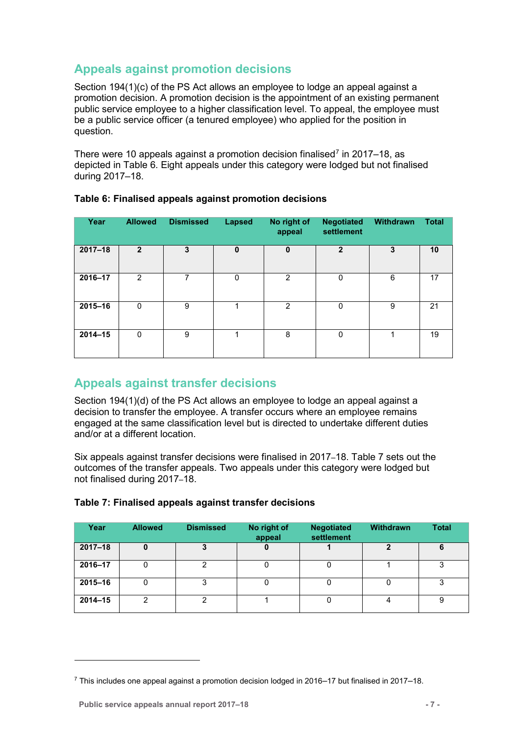## Appeals against promotion decisions

Section 194(1)(c) of the PS Act allows an employee to lodge an appeal against a promotion decision. A promotion decision is the appointment of an existing permanent public service employee to a higher classification level. To appeal, the employee must be a public service officer (a tenured employee) who applied for the position in question.

There were 10 appeals against a promotion decision finalised[7] in 2017–18, as depicted in Table 6. Eight appeals under this category were lodged but not finalised during 2017–18.

**Table 6: Finalised appeals against promotion decisions**

| Year | Allowed | Dismissed | Lapsed | No right of appeal | Negotiated settlement | Withdrawn | Total |
|---|---|---|---|---|---|---|---|
| **2017–18** | **2** | **3** | **0** | **0** | **2** | **3** | **10** |
| **2016–17** | 2 | 7 | 0 | 2 | 0 | 6 | 17 |
| **2015–16** | 0 | 9 | 1 | 2 | 0 | 9 | 21 |
| **2014–15** | 0 | 9 | 1 | 8 | 0 | 1 | 19 |

## Appeals against transfer decisions

Section 194(1)(d) of the PS Act allows an employee to lodge an appeal against a decision to transfer the employee. A transfer occurs where an employee remains engaged at the same classification level but is directed to undertake different duties and/or at a different location.

Six appeals against transfer decisions were finalised in 2017–18. Table 7 sets out the outcomes of the transfer appeals. Two appeals under this category were lodged but not finalised during 2017–18.

**Table 7: Finalised appeals against transfer decisions**

| Year | Allowed | Dismissed | No right of appeal | Negotiated settlement | Withdrawn | Total |
|---|---|---|---|---|---|---|
| **2017–18** | **0** | **3** | **0** | **1** | **2** | **6** |
| **2016–17** | 0 | 2 | 0 | 0 | 1 | 3 |
| **2015–16** | 0 | 3 | 0 | 0 | 0 | 3 |
| **2014–15** | 2 | 2 | 1 | 0 | 4 | 9 |

---

[7] This includes one appeal against a promotion decision lodged in 2016–17 but finalised in 2017–18.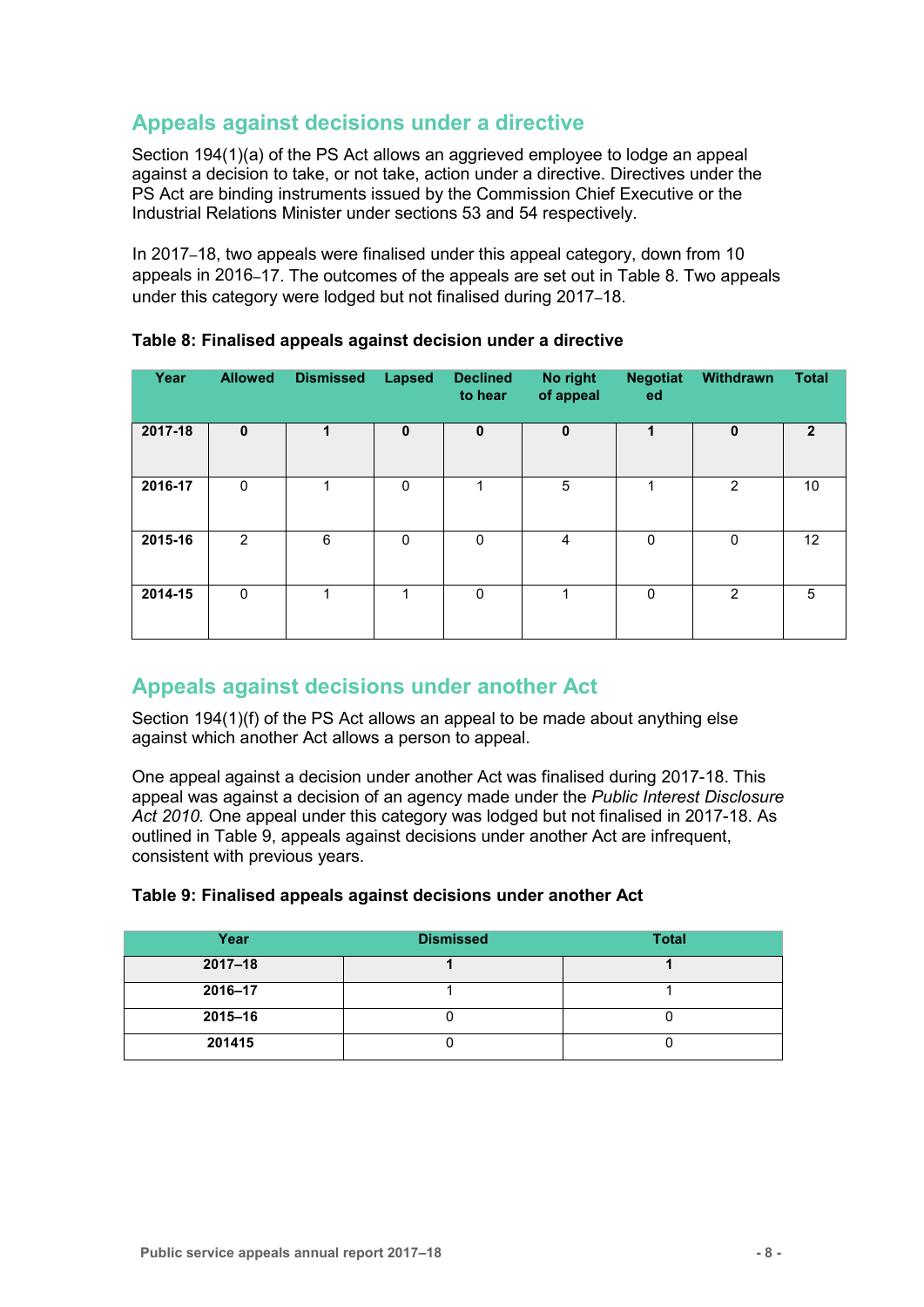## Appeals against decisions under a directive

Section 194(1)(a) of the PS Act allows an aggrieved employee to lodge an appeal against a decision to take, or not take, action under a directive. Directives under the PS Act are binding instruments issued by the Commission Chief Executive or the Industrial Relations Minister under sections 53 and 54 respectively.

In 2017–18, two appeals were finalised under this appeal category, down from 10 appeals in 2016–17. The outcomes of the appeals are set out in Table 8. Two appeals under this category were lodged but not finalised during 2017–18.

**Table 8: Finalised appeals against decision under a directive**

| Year | Allowed | Dismissed | Lapsed | Declined to hear | No right of appeal | Negotiated | Withdrawn | Total |
|---|---|---|---|---|---|---|---|---|
| **2017-18** | **0** | **1** | **0** | **0** | **0** | **1** | **0** | **2** |
| **2016-17** | 0 | 1 | 0 | 1 | 5 | 1 | 2 | 10 |
| **2015-16** | 2 | 6 | 0 | 0 | 4 | 0 | 0 | 12 |
| **2014-15** | 0 | 1 | 1 | 0 | 1 | 0 | 2 | 5 |

## Appeals against decisions under another Act

Section 194(1)(f) of the PS Act allows an appeal to be made about anything else against which another Act allows a person to appeal.

One appeal against a decision under another Act was finalised during 2017-18. This appeal was against a decision of an agency made under the *Public Interest Disclosure Act 2010.* One appeal under this category was lodged but not finalised in 2017-18. As outlined in Table 9, appeals against decisions under another Act are infrequent, consistent with previous years.

**Table 9: Finalised appeals against decisions under another Act**

| Year | Dismissed | Total |
|---|---|---|
| **2017–18** | **1** | **1** |
| **2016–17** | 1 | 1 |
| **2015–16** | 0 | 0 |
| **201415** | 0 | 0 |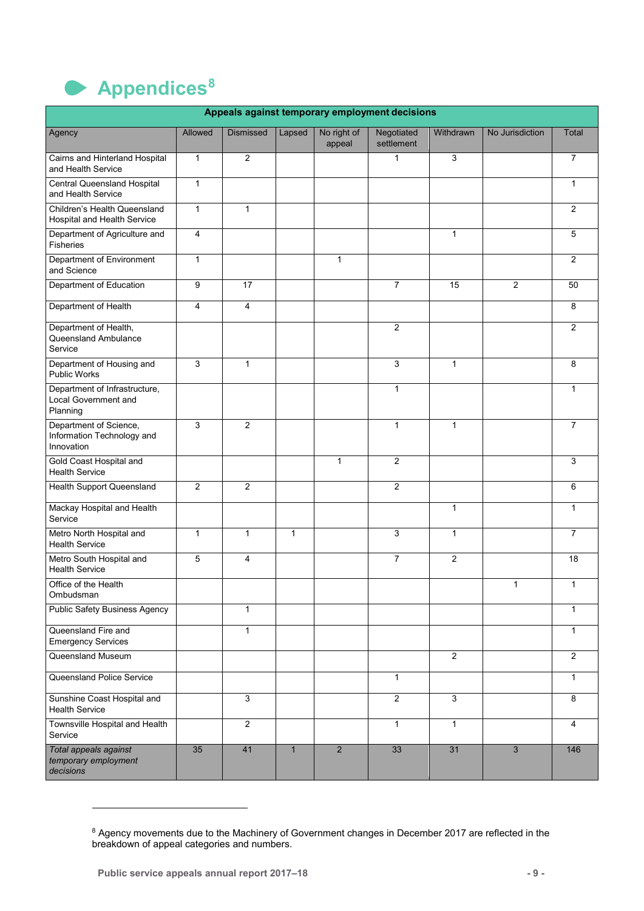# Appendices[8]

| Appeals against temporary employment decisions | | | | | | | | |
|---|---|---|---|---|---|---|---|---|
| Agency | Allowed | Dismissed | Lapsed | No right of appeal | Negotiated settlement | Withdrawn | No Jurisdiction | Total |
| Cairns and Hinterland Hospital and Health Service | 1 | 2 | | | 1 | 3 | | 7 |
| Central Queensland Hospital and Health Service | 1 | | | | | | | 1 |
| Children's Health Queensland Hospital and Health Service | 1 | 1 | | | | | | 2 |
| Department of Agriculture and Fisheries | 4 | | | | | 1 | | 5 |
| Department of Environment and Science | 1 | | | 1 | | | | 2 |
| Department of Education | 9 | 17 | | | 7 | 15 | 2 | 50 |
| Department of Health | 4 | 4 | | | | | | 8 |
| Department of Health, Queensland Ambulance Service | | | | | 2 | | | 2 |
| Department of Housing and Public Works | 3 | 1 | | | 3 | 1 | | 8 |
| Department of Infrastructure, Local Government and Planning | | | | | 1 | | | 1 |
| Department of Science, Information Technology and Innovation | 3 | 2 | | | 1 | 1 | | 7 |
| Gold Coast Hospital and Health Service | | | | 1 | 2 | | | 3 |
| Health Support Queensland | 2 | 2 | | | 2 | | | 6 |
| Mackay Hospital and Health Service | | | | | | 1 | | 1 |
| Metro North Hospital and Health Service | 1 | 1 | 1 | | 3 | 1 | | 7 |
| Metro South Hospital and Health Service | 5 | 4 | | | 7 | 2 | | 18 |
| Office of the Health Ombudsman | | | | | | | 1 | 1 |
| Public Safety Business Agency | | 1 | | | | | | 1 |
| Queensland Fire and Emergency Services | | 1 | | | | | | 1 |
| Queensland Museum | | | | | | 2 | | 2 |
| Queensland Police Service | | | | | 1 | | | 1 |
| Sunshine Coast Hospital and Health Service | | 3 | | | 2 | 3 | | 8 |
| Townsville Hospital and Health Service | | 2 | | | 1 | 1 | | 4 |
| *Total appeals against temporary employment decisions* | 35 | 41 | 1 | 2 | 33 | 31 | 3 | 146 |

[8] Agency movements due to the Machinery of Government changes in December 2017 are reflected in the breakdown of appeal categories and numbers.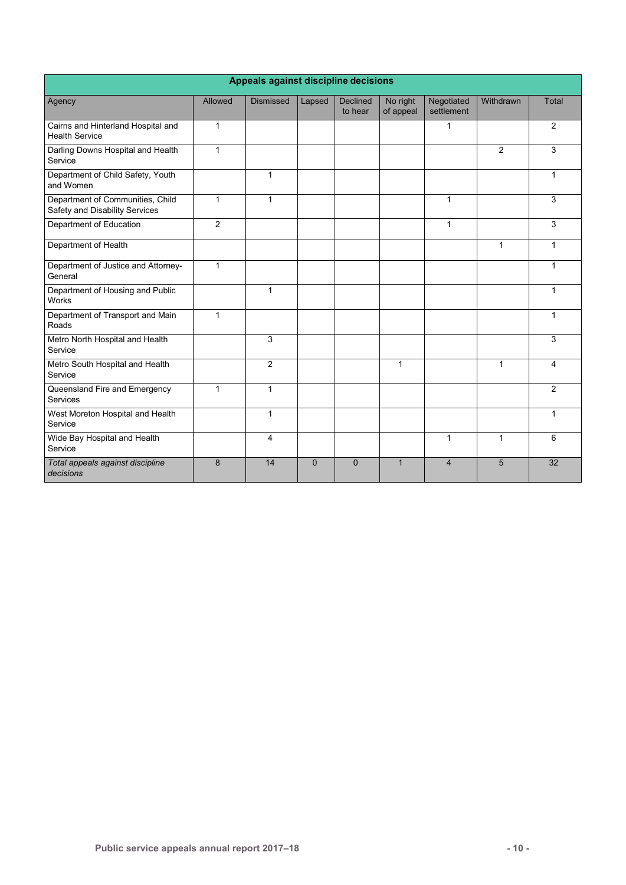| Appeals against discipline decisions | | | | | | | | |
|---|---|---|---|---|---|---|---|---|
| Agency | Allowed | Dismissed | Lapsed | Declined to hear | No right of appeal | Negotiated settlement | Withdrawn | Total |
| Cairns and Hinterland Hospital and Health Service | 1 | | | | | 1 | | 2 |
| Darling Downs Hospital and Health Service | 1 | | | | | | 2 | 3 |
| Department of Child Safety, Youth and Women | | 1 | | | | | | 1 |
| Department of Communities, Child Safety and Disability Services | 1 | 1 | | | | 1 | | 3 |
| Department of Education | 2 | | | | | 1 | | 3 |
| Department of Health | | | | | | | 1 | 1 |
| Department of Justice and Attorney-General | 1 | | | | | | | 1 |
| Department of Housing and Public Works | | 1 | | | | | | 1 |
| Department of Transport and Main Roads | 1 | | | | | | | 1 |
| Metro North Hospital and Health Service | | 3 | | | | | | 3 |
| Metro South Hospital and Health Service | | 2 | | | 1 | | 1 | 4 |
| Queensland Fire and Emergency Services | 1 | 1 | | | | | | 2 |
| West Moreton Hospital and Health Service | | 1 | | | | | | 1 |
| Wide Bay Hospital and Health Service | | 4 | | | | 1 | 1 | 6 |
| *Total appeals against discipline decisions* | 8 | 14 | 0 | 0 | 1 | 4 | 5 | 32 |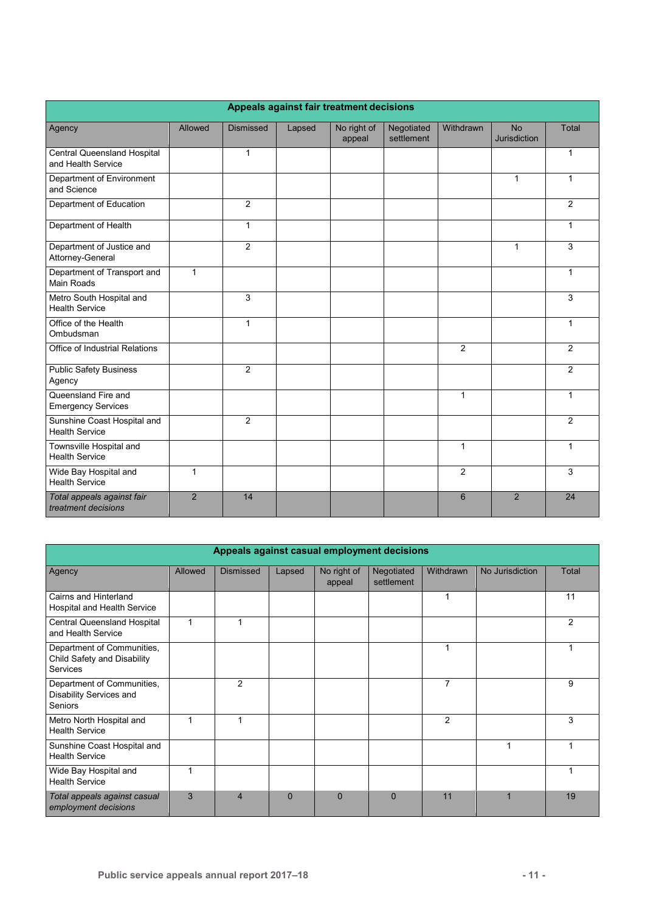| Appeals against fair treatment decisions | | | | | | | | |
|---|---|---|---|---|---|---|---|---|
| Agency | Allowed | Dismissed | Lapsed | No right of appeal | Negotiated settlement | Withdrawn | No Jurisdiction | Total |
| Central Queensland Hospital and Health Service | | 1 | | | | | | 1 |
| Department of Environment and Science | | | | | | | 1 | 1 |
| Department of Education | | 2 | | | | | | 2 |
| Department of Health | | 1 | | | | | | 1 |
| Department of Justice and Attorney-General | | 2 | | | | | 1 | 3 |
| Department of Transport and Main Roads | 1 | | | | | | | 1 |
| Metro South Hospital and Health Service | | 3 | | | | | | 3 |
| Office of the Health Ombudsman | | 1 | | | | | | 1 |
| Office of Industrial Relations | | | | | | 2 | | 2 |
| Public Safety Business Agency | | 2 | | | | | | 2 |
| Queensland Fire and Emergency Services | | | | | | 1 | | 1 |
| Sunshine Coast Hospital and Health Service | | 2 | | | | | | 2 |
| Townsville Hospital and Health Service | | | | | | 1 | | 1 |
| Wide Bay Hospital and Health Service | 1 | | | | | 2 | | 3 |
| *Total appeals against fair treatment decisions* | 2 | 14 | | | | 6 | 2 | 24 |

| Appeals against casual employment decisions | | | | | | | | |
|---|---|---|---|---|---|---|---|---|
| Agency | Allowed | Dismissed | Lapsed | No right of appeal | Negotiated settlement | Withdrawn | No Jurisdiction | Total |
| Cairns and Hinterland Hospital and Health Service | | | | | | 1 | | 11 |
| Central Queensland Hospital and Health Service | 1 | 1 | | | | | | 2 |
| Department of Communities, Child Safety and Disability Services | | | | | | 1 | | 1 |
| Department of Communities, Disability Services and Seniors | | 2 | | | | 7 | | 9 |
| Metro North Hospital and Health Service | 1 | 1 | | | | 2 | | 3 |
| Sunshine Coast Hospital and Health Service | | | | | | | 1 | 1 |
| Wide Bay Hospital and Health Service | 1 | | | | | | | 1 |
| *Total appeals against casual employment decisions* | 3 | 4 | 0 | 0 | 0 | 11 | 1 | 19 |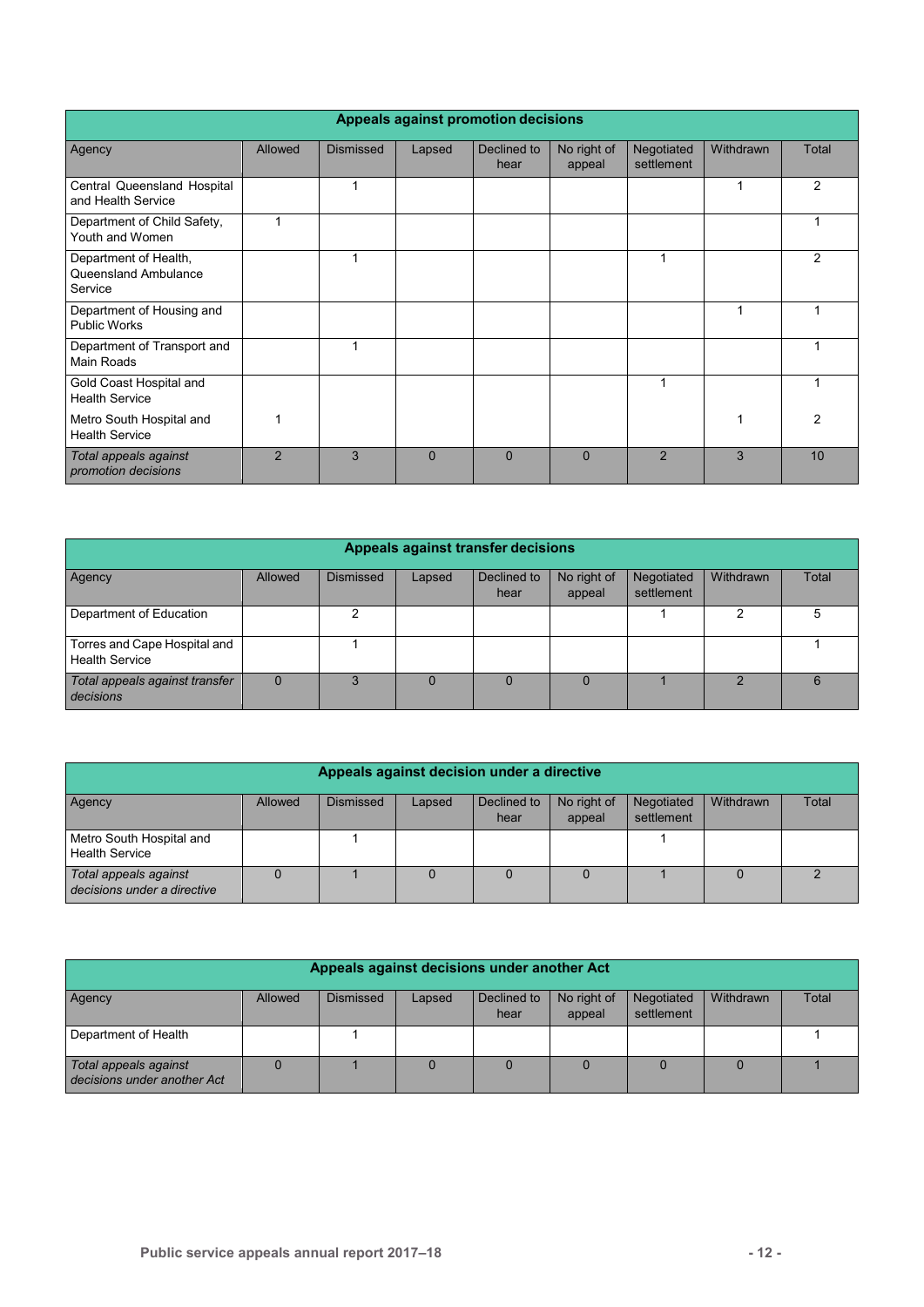| Appeals against promotion decisions | | | | | | | | |
|---|---|---|---|---|---|---|---|---|
| Agency | Allowed | Dismissed | Lapsed | Declined to hear | No right of appeal | Negotiated settlement | Withdrawn | Total |
| Central Queensland Hospital and Health Service | | 1 | | | | | 1 | 2 |
| Department of Child Safety, Youth and Women | 1 | | | | | | | 1 |
| Department of Health, Queensland Ambulance Service | | 1 | | | | 1 | | 2 |
| Department of Housing and Public Works | | | | | | | 1 | 1 |
| Department of Transport and Main Roads | | 1 | | | | | | 1 |
| Gold Coast Hospital and Health Service | | | | | | 1 | | 1 |
| Metro South Hospital and Health Service | 1 | | | | | | 1 | 2 |
| *Total appeals against promotion decisions* | 2 | 3 | 0 | 0 | 0 | 2 | 3 | 10 |

| Appeals against transfer decisions | | | | | | | | |
|---|---|---|---|---|---|---|---|---|
| Agency | Allowed | Dismissed | Lapsed | Declined to hear | No right of appeal | Negotiated settlement | Withdrawn | Total |
| Department of Education | | 2 | | | | 1 | 2 | 5 |
| Torres and Cape Hospital and Health Service | | 1 | | | | | | 1 |
| *Total appeals against transfer decisions* | 0 | 3 | 0 | 0 | 0 | 1 | 2 | 6 |

| Appeals against decision under a directive | | | | | | | | |
|---|---|---|---|---|---|---|---|---|
| Agency | Allowed | Dismissed | Lapsed | Declined to hear | No right of appeal | Negotiated settlement | Withdrawn | Total |
| Metro South Hospital and Health Service | | 1 | | | | 1 | | |
| *Total appeals against decisions under a directive* | 0 | 1 | 0 | 0 | 0 | 1 | 0 | 2 |

| Appeals against decisions under another Act | | | | | | | | |
|---|---|---|---|---|---|---|---|---|
| Agency | Allowed | Dismissed | Lapsed | Declined to hear | No right of appeal | Negotiated settlement | Withdrawn | Total |
| Department of Health | | 1 | | | | | | 1 |
| *Total appeals against decisions under another Act* | 0 | 1 | 0 | 0 | 0 | 0 | 0 | 1 |